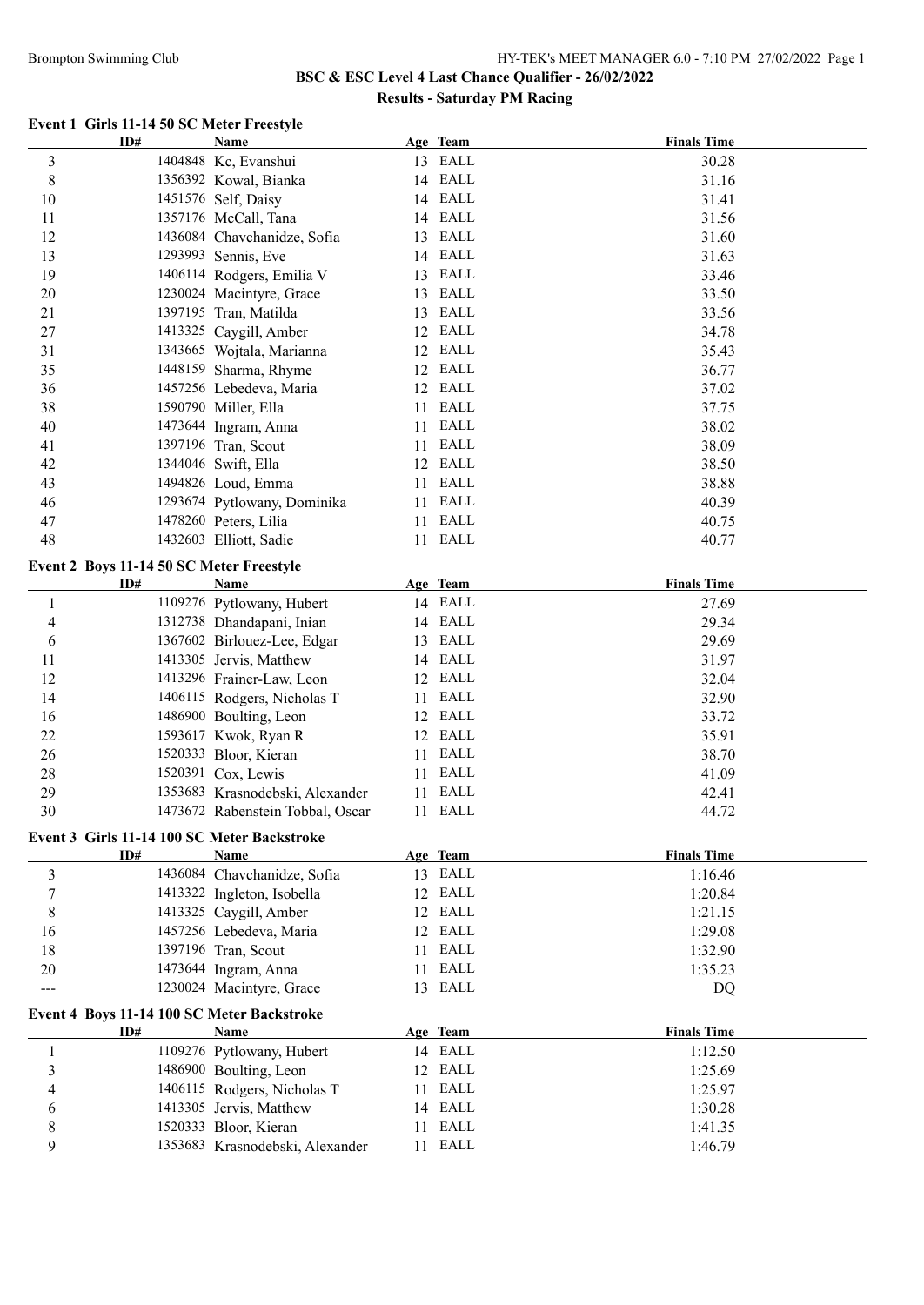# BSC & ESC Level 4 Last Chance Qualifier - 26/02/2022

## Results - Saturday PM Racing

### Event 1 Girls 11-14 50 SC Meter Freestyle

| | ID# | Name | Age | Team | Finals Time |
|---|---|---|---|---|---|
| 3 | 1404848 | Kc, Evanshui | 13 | EALL | 30.28 |
| 8 | 1356392 | Kowal, Bianka | 14 | EALL | 31.16 |
| 10 | 1451576 | Self, Daisy | 14 | EALL | 31.41 |
| 11 | 1357176 | McCall, Tana | 14 | EALL | 31.56 |
| 12 | 1436084 | Chavchanidze, Sofia | 13 | EALL | 31.60 |
| 13 | 1293993 | Sennis, Eve | 14 | EALL | 31.63 |
| 19 | 1406114 | Rodgers, Emilia V | 13 | EALL | 33.46 |
| 20 | 1230024 | Macintyre, Grace | 13 | EALL | 33.50 |
| 21 | 1397195 | Tran, Matilda | 13 | EALL | 33.56 |
| 27 | 1413325 | Caygill, Amber | 12 | EALL | 34.78 |
| 31 | 1343665 | Wojtala, Marianna | 12 | EALL | 35.43 |
| 35 | 1448159 | Sharma, Rhyme | 12 | EALL | 36.77 |
| 36 | 1457256 | Lebedeva, Maria | 12 | EALL | 37.02 |
| 38 | 1590790 | Miller, Ella | 11 | EALL | 37.75 |
| 40 | 1473644 | Ingram, Anna | 11 | EALL | 38.02 |
| 41 | 1397196 | Tran, Scout | 11 | EALL | 38.09 |
| 42 | 1344046 | Swift, Ella | 12 | EALL | 38.50 |
| 43 | 1494826 | Loud, Emma | 11 | EALL | 38.88 |
| 46 | 1293674 | Pytlowany, Dominika | 11 | EALL | 40.39 |
| 47 | 1478260 | Peters, Lilia | 11 | EALL | 40.75 |
| 48 | 1432603 | Elliott, Sadie | 11 | EALL | 40.77 |

### Event 2 Boys 11-14 50 SC Meter Freestyle

| | ID# | Name | Age | Team | Finals Time |
|---|---|---|---|---|---|
| 1 | 1109276 | Pytlowany, Hubert | 14 | EALL | 27.69 |
| 4 | 1312738 | Dhandapani, Inian | 14 | EALL | 29.34 |
| 6 | 1367602 | Birlouez-Lee, Edgar | 13 | EALL | 29.69 |
| 11 | 1413305 | Jervis, Matthew | 14 | EALL | 31.97 |
| 12 | 1413296 | Frainer-Law, Leon | 12 | EALL | 32.04 |
| 14 | 1406115 | Rodgers, Nicholas T | 11 | EALL | 32.90 |
| 16 | 1486900 | Boulting, Leon | 12 | EALL | 33.72 |
| 22 | 1593617 | Kwok, Ryan R | 12 | EALL | 35.91 |
| 26 | 1520333 | Bloor, Kieran | 11 | EALL | 38.70 |
| 28 | 1520391 | Cox, Lewis | 11 | EALL | 41.09 |
| 29 | 1353683 | Krasnodebski, Alexander | 11 | EALL | 42.41 |
| 30 | 1473672 | Rabenstein Tobbal, Oscar | 11 | EALL | 44.72 |

### Event 3 Girls 11-14 100 SC Meter Backstroke

| | ID# | Name | Age | Team | Finals Time |
|---|---|---|---|---|---|
| 3 | 1436084 | Chavchanidze, Sofia | 13 | EALL | 1:16.46 |
| 7 | 1413322 | Ingleton, Isobella | 12 | EALL | 1:20.84 |
| 8 | 1413325 | Caygill, Amber | 12 | EALL | 1:21.15 |
| 16 | 1457256 | Lebedeva, Maria | 12 | EALL | 1:29.08 |
| 18 | 1397196 | Tran, Scout | 11 | EALL | 1:32.90 |
| 20 | 1473644 | Ingram, Anna | 11 | EALL | 1:35.23 |
| --- | 1230024 | Macintyre, Grace | 13 | EALL | DQ |

### Event 4 Boys 11-14 100 SC Meter Backstroke

| | ID# | Name | Age | Team | Finals Time |
|---|---|---|---|---|---|
| 1 | 1109276 | Pytlowany, Hubert | 14 | EALL | 1:12.50 |
| 3 | 1486900 | Boulting, Leon | 12 | EALL | 1:25.69 |
| 4 | 1406115 | Rodgers, Nicholas T | 11 | EALL | 1:25.97 |
| 6 | 1413305 | Jervis, Matthew | 14 | EALL | 1:30.28 |
| 8 | 1520333 | Bloor, Kieran | 11 | EALL | 1:41.35 |
| 9 | 1353683 | Krasnodebski, Alexander | 11 | EALL | 1:46.79 |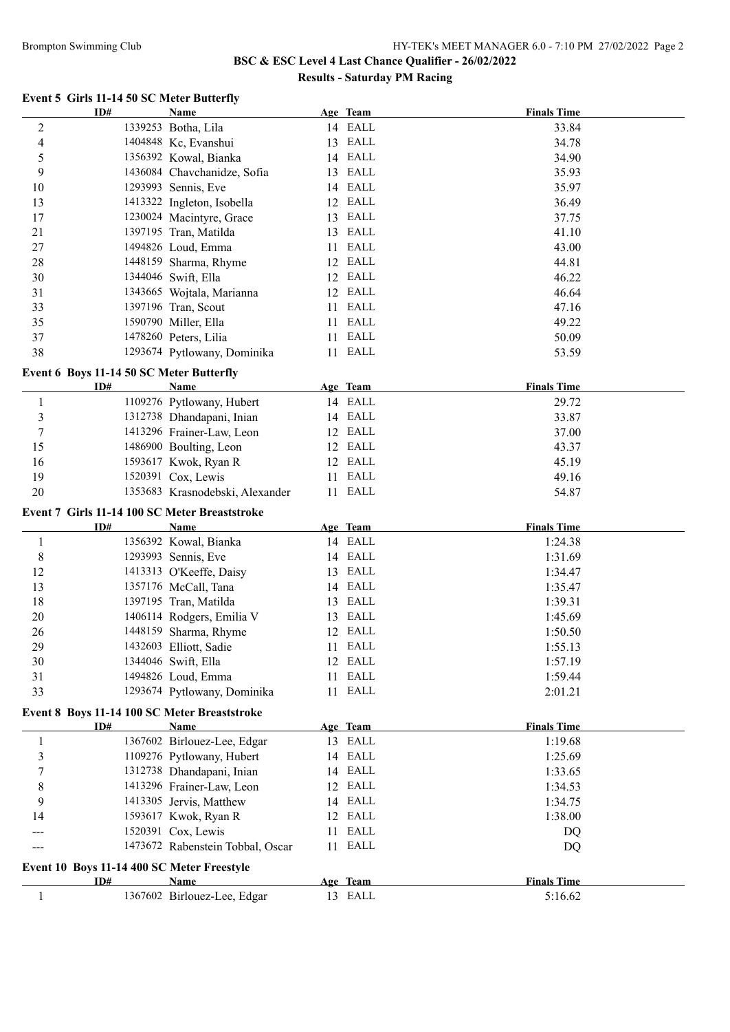## BSC & ESC Level 4 Last Chance Qualifier - 26/02/2022

### Results - Saturday PM Racing

#### Event 5 Girls 11-14 50 SC Meter Butterfly

| | ID# | Name | Age | Team | Finals Time |
|---|---|---|---|---|---|
| 2 | 1339253 | Botha, Lila | 14 | EALL | 33.84 |
| 4 | 1404848 | Kc, Evanshui | 13 | EALL | 34.78 |
| 5 | 1356392 | Kowal, Bianka | 14 | EALL | 34.90 |
| 9 | 1436084 | Chavchanidze, Sofia | 13 | EALL | 35.93 |
| 10 | 1293993 | Sennis, Eve | 14 | EALL | 35.97 |
| 13 | 1413322 | Ingleton, Isobella | 12 | EALL | 36.49 |
| 17 | 1230024 | Macintyre, Grace | 13 | EALL | 37.75 |
| 21 | 1397195 | Tran, Matilda | 13 | EALL | 41.10 |
| 27 | 1494826 | Loud, Emma | 11 | EALL | 43.00 |
| 28 | 1448159 | Sharma, Rhyme | 12 | EALL | 44.81 |
| 30 | 1344046 | Swift, Ella | 12 | EALL | 46.22 |
| 31 | 1343665 | Wojtala, Marianna | 12 | EALL | 46.64 |
| 33 | 1397196 | Tran, Scout | 11 | EALL | 47.16 |
| 35 | 1590790 | Miller, Ella | 11 | EALL | 49.22 |
| 37 | 1478260 | Peters, Lilia | 11 | EALL | 50.09 |
| 38 | 1293674 | Pytlowany, Dominika | 11 | EALL | 53.59 |

#### Event 6 Boys 11-14 50 SC Meter Butterfly

| | ID# | Name | Age | Team | Finals Time |
|---|---|---|---|---|---|
| 1 | 1109276 | Pytlowany, Hubert | 14 | EALL | 29.72 |
| 3 | 1312738 | Dhandapani, Inian | 14 | EALL | 33.87 |
| 7 | 1413296 | Frainer-Law, Leon | 12 | EALL | 37.00 |
| 15 | 1486900 | Boulting, Leon | 12 | EALL | 43.37 |
| 16 | 1593617 | Kwok, Ryan R | 12 | EALL | 45.19 |
| 19 | 1520391 | Cox, Lewis | 11 | EALL | 49.16 |
| 20 | 1353683 | Krasnodebski, Alexander | 11 | EALL | 54.87 |

#### Event 7 Girls 11-14 100 SC Meter Breaststroke

| | ID# | Name | Age | Team | Finals Time |
|---|---|---|---|---|---|
| 1 | 1356392 | Kowal, Bianka | 14 | EALL | 1:24.38 |
| 8 | 1293993 | Sennis, Eve | 14 | EALL | 1:31.69 |
| 12 | 1413313 | O'Keeffe, Daisy | 13 | EALL | 1:34.47 |
| 13 | 1357176 | McCall, Tana | 14 | EALL | 1:35.47 |
| 18 | 1397195 | Tran, Matilda | 13 | EALL | 1:39.31 |
| 20 | 1406114 | Rodgers, Emilia V | 13 | EALL | 1:45.69 |
| 26 | 1448159 | Sharma, Rhyme | 12 | EALL | 1:50.50 |
| 29 | 1432603 | Elliott, Sadie | 11 | EALL | 1:55.13 |
| 30 | 1344046 | Swift, Ella | 12 | EALL | 1:57.19 |
| 31 | 1494826 | Loud, Emma | 11 | EALL | 1:59.44 |
| 33 | 1293674 | Pytlowany, Dominika | 11 | EALL | 2:01.21 |

#### Event 8 Boys 11-14 100 SC Meter Breaststroke

| | ID# | Name | Age | Team | Finals Time |
|---|---|---|---|---|---|
| 1 | 1367602 | Birlouez-Lee, Edgar | 13 | EALL | 1:19.68 |
| 3 | 1109276 | Pytlowany, Hubert | 14 | EALL | 1:25.69 |
| 7 | 1312738 | Dhandapani, Inian | 14 | EALL | 1:33.65 |
| 8 | 1413296 | Frainer-Law, Leon | 12 | EALL | 1:34.53 |
| 9 | 1413305 | Jervis, Matthew | 14 | EALL | 1:34.75 |
| 14 | 1593617 | Kwok, Ryan R | 12 | EALL | 1:38.00 |
| --- | 1520391 | Cox, Lewis | 11 | EALL | DQ |
| --- | 1473672 | Rabenstein Tobbal, Oscar | 11 | EALL | DQ |

#### Event 10 Boys 11-14 400 SC Meter Freestyle

| | ID# | Name | Age | Team | Finals Time |
|---|---|---|---|---|---|
| 1 | 1367602 | Birlouez-Lee, Edgar | 13 | EALL | 5:16.62 |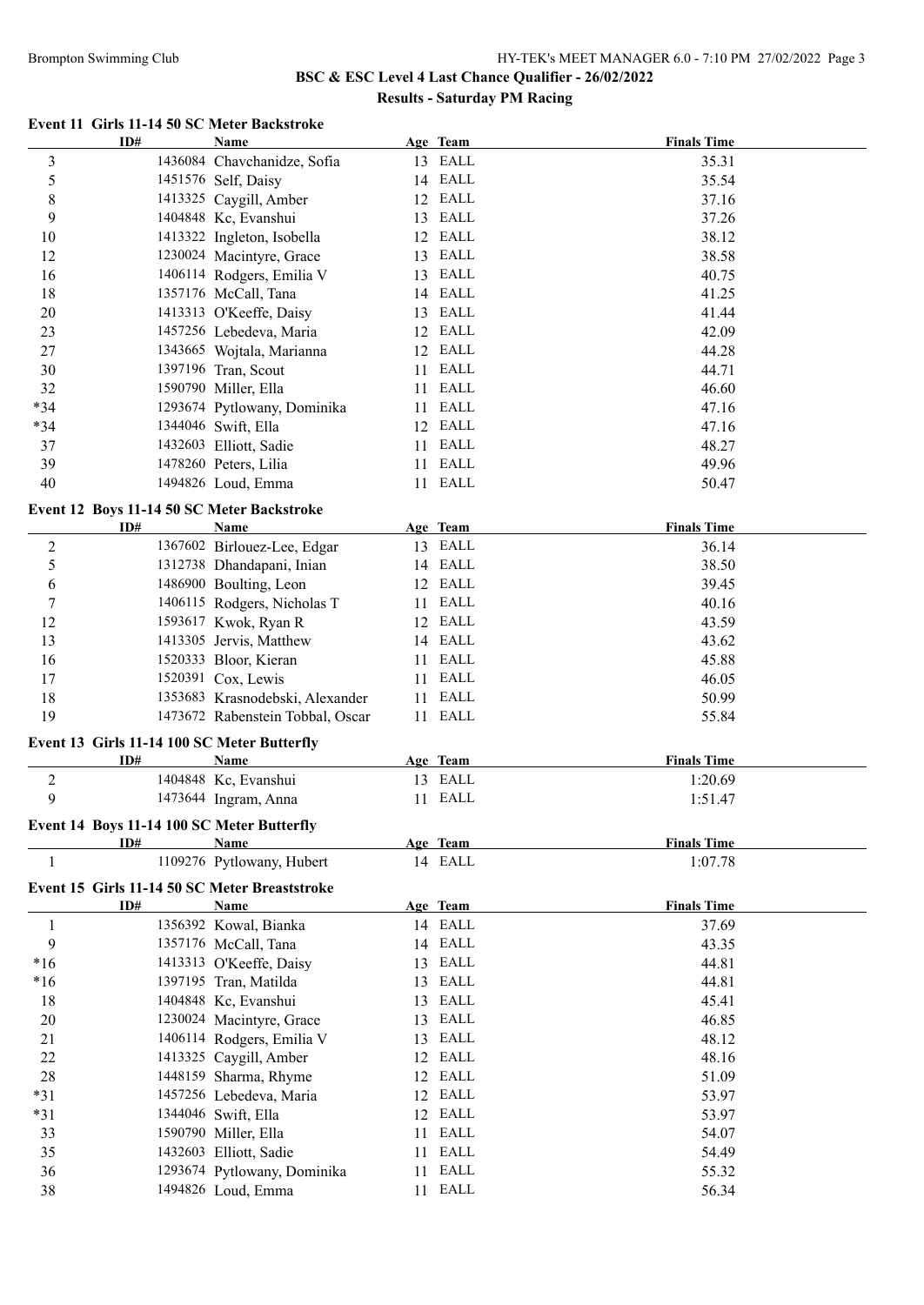## BSC & ESC Level 4 Last Chance Qualifier - 26/02/2022

### Results - Saturday PM Racing

#### Event 11 Girls 11-14 50 SC Meter Backstroke

| | ID# | Name | Age | Team | Finals Time |
|---|---|---|---|---|---|
| 3 | 1436084 | Chavchanidze, Sofia | 13 | EALL | 35.31 |
| 5 | 1451576 | Self, Daisy | 14 | EALL | 35.54 |
| 8 | 1413325 | Caygill, Amber | 12 | EALL | 37.16 |
| 9 | 1404848 | Kc, Evanshui | 13 | EALL | 37.26 |
| 10 | 1413322 | Ingleton, Isobella | 12 | EALL | 38.12 |
| 12 | 1230024 | Macintyre, Grace | 13 | EALL | 38.58 |
| 16 | 1406114 | Rodgers, Emilia V | 13 | EALL | 40.75 |
| 18 | 1357176 | McCall, Tana | 14 | EALL | 41.25 |
| 20 | 1413313 | O'Keeffe, Daisy | 13 | EALL | 41.44 |
| 23 | 1457256 | Lebedeva, Maria | 12 | EALL | 42.09 |
| 27 | 1343665 | Wojtala, Marianna | 12 | EALL | 44.28 |
| 30 | 1397196 | Tran, Scout | 11 | EALL | 44.71 |
| 32 | 1590790 | Miller, Ella | 11 | EALL | 46.60 |
| *34 | 1293674 | Pytlowany, Dominika | 11 | EALL | 47.16 |
| *34 | 1344046 | Swift, Ella | 12 | EALL | 47.16 |
| 37 | 1432603 | Elliott, Sadie | 11 | EALL | 48.27 |
| 39 | 1478260 | Peters, Lilia | 11 | EALL | 49.96 |
| 40 | 1494826 | Loud, Emma | 11 | EALL | 50.47 |

#### Event 12 Boys 11-14 50 SC Meter Backstroke

| | ID# | Name | Age | Team | Finals Time |
|---|---|---|---|---|---|
| 2 | 1367602 | Birlouez-Lee, Edgar | 13 | EALL | 36.14 |
| 5 | 1312738 | Dhandapani, Inian | 14 | EALL | 38.50 |
| 6 | 1486900 | Boulting, Leon | 12 | EALL | 39.45 |
| 7 | 1406115 | Rodgers, Nicholas T | 11 | EALL | 40.16 |
| 12 | 1593617 | Kwok, Ryan R | 12 | EALL | 43.59 |
| 13 | 1413305 | Jervis, Matthew | 14 | EALL | 43.62 |
| 16 | 1520333 | Bloor, Kieran | 11 | EALL | 45.88 |
| 17 | 1520391 | Cox, Lewis | 11 | EALL | 46.05 |
| 18 | 1353683 | Krasnodebski, Alexander | 11 | EALL | 50.99 |
| 19 | 1473672 | Rabenstein Tobbal, Oscar | 11 | EALL | 55.84 |

#### Event 13 Girls 11-14 100 SC Meter Butterfly

| | ID# | Name | Age | Team | Finals Time |
|---|---|---|---|---|---|
| 2 | 1404848 | Kc, Evanshui | 13 | EALL | 1:20.69 |
| 9 | 1473644 | Ingram, Anna | 11 | EALL | 1:51.47 |

#### Event 14 Boys 11-14 100 SC Meter Butterfly

| | ID# | Name | Age | Team | Finals Time |
|---|---|---|---|---|---|
| 1 | 1109276 | Pytlowany, Hubert | 14 | EALL | 1:07.78 |

#### Event 15 Girls 11-14 50 SC Meter Breaststroke

| | ID# | Name | Age | Team | Finals Time |
|---|---|---|---|---|---|
| 1 | 1356392 | Kowal, Bianka | 14 | EALL | 37.69 |
| 9 | 1357176 | McCall, Tana | 14 | EALL | 43.35 |
| *16 | 1413313 | O'Keeffe, Daisy | 13 | EALL | 44.81 |
| *16 | 1397195 | Tran, Matilda | 13 | EALL | 44.81 |
| 18 | 1404848 | Kc, Evanshui | 13 | EALL | 45.41 |
| 20 | 1230024 | Macintyre, Grace | 13 | EALL | 46.85 |
| 21 | 1406114 | Rodgers, Emilia V | 13 | EALL | 48.12 |
| 22 | 1413325 | Caygill, Amber | 12 | EALL | 48.16 |
| 28 | 1448159 | Sharma, Rhyme | 12 | EALL | 51.09 |
| *31 | 1457256 | Lebedeva, Maria | 12 | EALL | 53.97 |
| *31 | 1344046 | Swift, Ella | 12 | EALL | 53.97 |
| 33 | 1590790 | Miller, Ella | 11 | EALL | 54.07 |
| 35 | 1432603 | Elliott, Sadie | 11 | EALL | 54.49 |
| 36 | 1293674 | Pytlowany, Dominika | 11 | EALL | 55.32 |
| 38 | 1494826 | Loud, Emma | 11 | EALL | 56.34 |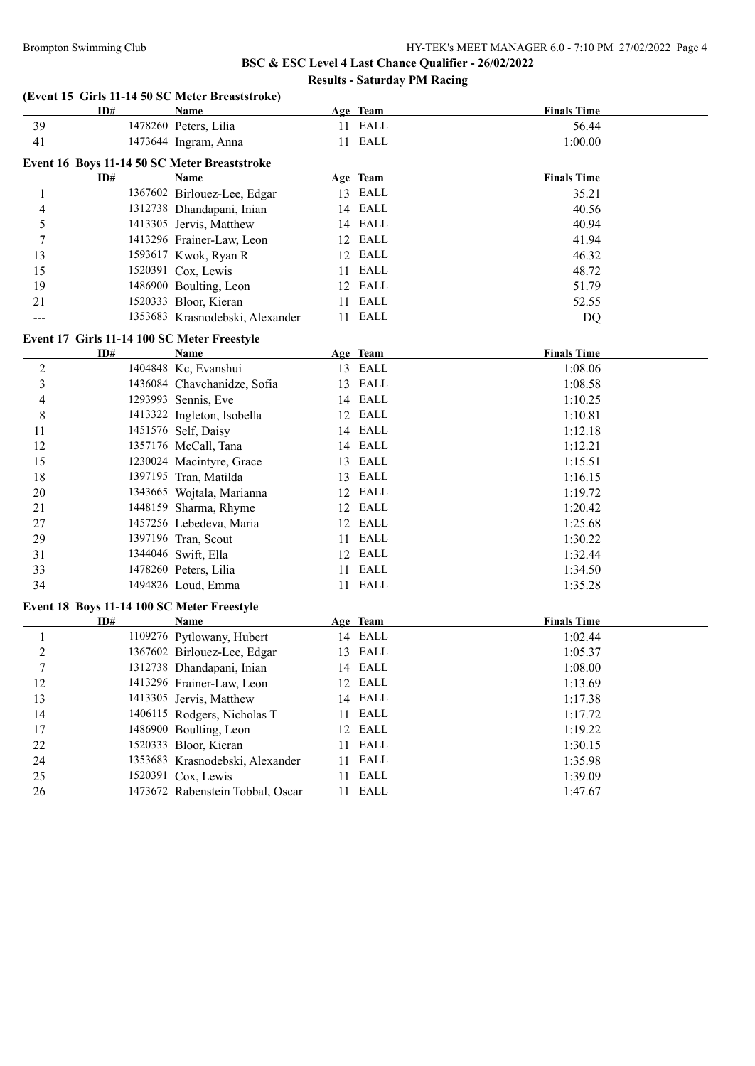**BSC & ESC Level 4 Last Chance Qualifier - 26/02/2022**

**Results - Saturday PM Racing**

### (Event 15 Girls 11-14 50 SC Meter Breaststroke)

| | ID# | Name | Age | Team | Finals Time |
|---|---|---|---|---|---|
| 39 | 1478260 | Peters, Lilia | 11 | EALL | 56.44 |
| 41 | 1473644 | Ingram, Anna | 11 | EALL | 1:00.00 |

### Event 16 Boys 11-14 50 SC Meter Breaststroke

| | ID# | Name | Age | Team | Finals Time |
|---|---|---|---|---|---|
| 1 | 1367602 | Birlouez-Lee, Edgar | 13 | EALL | 35.21 |
| 4 | 1312738 | Dhandapani, Inian | 14 | EALL | 40.56 |
| 5 | 1413305 | Jervis, Matthew | 14 | EALL | 40.94 |
| 7 | 1413296 | Frainer-Law, Leon | 12 | EALL | 41.94 |
| 13 | 1593617 | Kwok, Ryan R | 12 | EALL | 46.32 |
| 15 | 1520391 | Cox, Lewis | 11 | EALL | 48.72 |
| 19 | 1486900 | Boulting, Leon | 12 | EALL | 51.79 |
| 21 | 1520333 | Bloor, Kieran | 11 | EALL | 52.55 |
| --- | 1353683 | Krasnodebski, Alexander | 11 | EALL | DQ |

### Event 17 Girls 11-14 100 SC Meter Freestyle

| | ID# | Name | Age | Team | Finals Time |
|---|---|---|---|---|---|
| 2 | 1404848 | Kc, Evanshui | 13 | EALL | 1:08.06 |
| 3 | 1436084 | Chavchanidze, Sofia | 13 | EALL | 1:08.58 |
| 4 | 1293993 | Sennis, Eve | 14 | EALL | 1:10.25 |
| 8 | 1413322 | Ingleton, Isobella | 12 | EALL | 1:10.81 |
| 11 | 1451576 | Self, Daisy | 14 | EALL | 1:12.18 |
| 12 | 1357176 | McCall, Tana | 14 | EALL | 1:12.21 |
| 15 | 1230024 | Macintyre, Grace | 13 | EALL | 1:15.51 |
| 18 | 1397195 | Tran, Matilda | 13 | EALL | 1:16.15 |
| 20 | 1343665 | Wojtala, Marianna | 12 | EALL | 1:19.72 |
| 21 | 1448159 | Sharma, Rhyme | 12 | EALL | 1:20.42 |
| 27 | 1457256 | Lebedeva, Maria | 12 | EALL | 1:25.68 |
| 29 | 1397196 | Tran, Scout | 11 | EALL | 1:30.22 |
| 31 | 1344046 | Swift, Ella | 12 | EALL | 1:32.44 |
| 33 | 1478260 | Peters, Lilia | 11 | EALL | 1:34.50 |
| 34 | 1494826 | Loud, Emma | 11 | EALL | 1:35.28 |

### Event 18 Boys 11-14 100 SC Meter Freestyle

| | ID# | Name | Age | Team | Finals Time |
|---|---|---|---|---|---|
| 1 | 1109276 | Pytlowany, Hubert | 14 | EALL | 1:02.44 |
| 2 | 1367602 | Birlouez-Lee, Edgar | 13 | EALL | 1:05.37 |
| 7 | 1312738 | Dhandapani, Inian | 14 | EALL | 1:08.00 |
| 12 | 1413296 | Frainer-Law, Leon | 12 | EALL | 1:13.69 |
| 13 | 1413305 | Jervis, Matthew | 14 | EALL | 1:17.38 |
| 14 | 1406115 | Rodgers, Nicholas T | 11 | EALL | 1:17.72 |
| 17 | 1486900 | Boulting, Leon | 12 | EALL | 1:19.22 |
| 22 | 1520333 | Bloor, Kieran | 11 | EALL | 1:30.15 |
| 24 | 1353683 | Krasnodebski, Alexander | 11 | EALL | 1:35.98 |
| 25 | 1520391 | Cox, Lewis | 11 | EALL | 1:39.09 |
| 26 | 1473672 | Rabenstein Tobbal, Oscar | 11 | EALL | 1:47.67 |